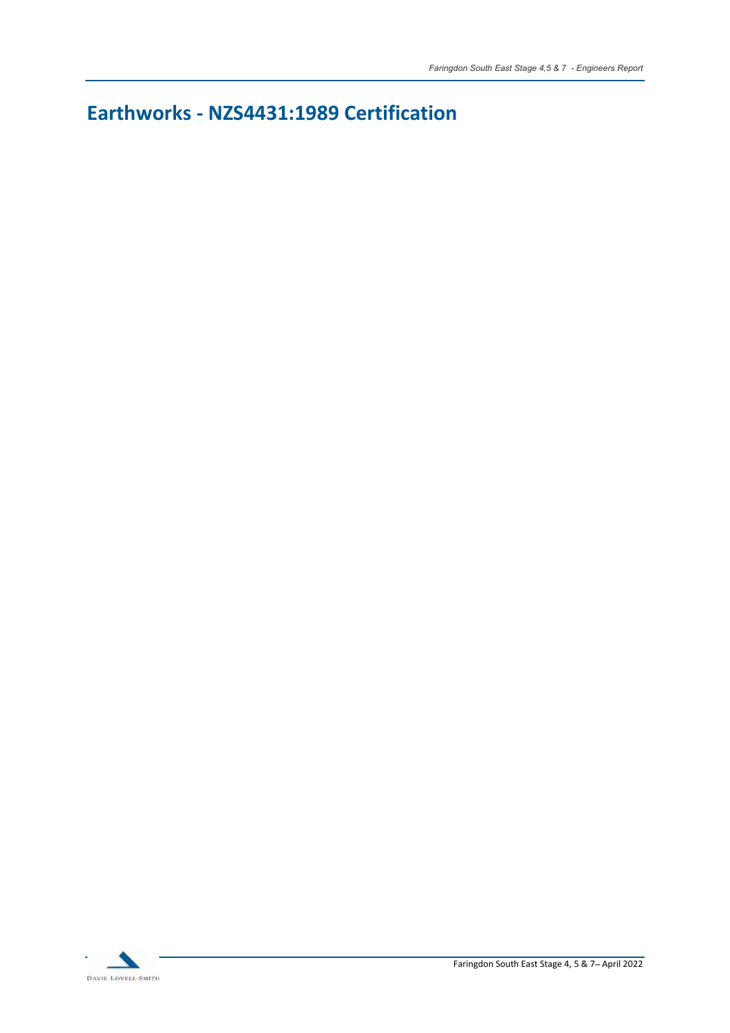# Earthworks - NZS4431:1989 Certification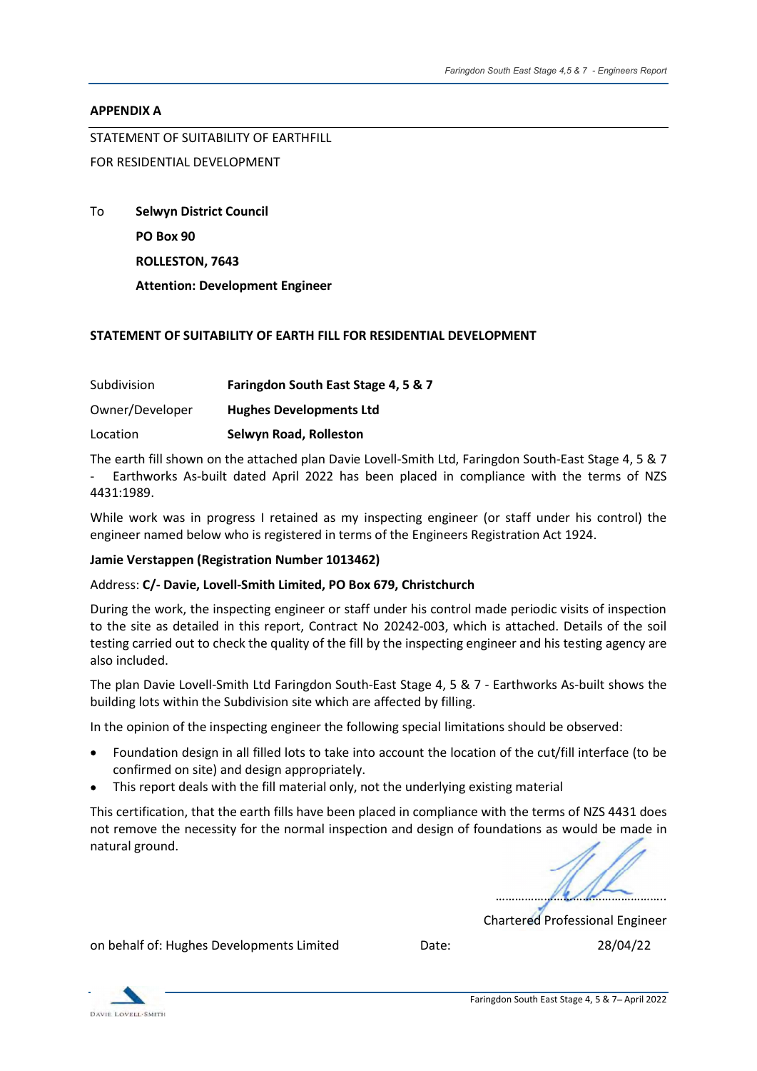**APPENDIX A**

STATEMENT OF SUITABILITY OF EARTHFILL

FOR RESIDENTIAL DEVELOPMENT

To **Selwyn District Council**
**PO Box 90**
**ROLLESTON, 7643**
**Attention: Development Engineer**

**STATEMENT OF SUITABILITY OF EARTH FILL FOR RESIDENTIAL DEVELOPMENT**

Subdivision **Faringdon South East Stage 4, 5 & 7**

Owner/Developer **Hughes Developments Ltd**

Location **Selwyn Road, Rolleston**

The earth fill shown on the attached plan Davie Lovell-Smith Ltd, Faringdon South-East Stage 4, 5 & 7 - Earthworks As-built dated April 2022 has been placed in compliance with the terms of NZS 4431:1989.

While work was in progress I retained as my inspecting engineer (or staff under his control) the engineer named below who is registered in terms of the Engineers Registration Act 1924.

**Jamie Verstappen (Registration Number 1013462)**

Address: **C/- Davie, Lovell-Smith Limited, PO Box 679, Christchurch**

During the work, the inspecting engineer or staff under his control made periodic visits of inspection to the site as detailed in this report, Contract No 20242-003, which is attached. Details of the soil testing carried out to check the quality of the fill by the inspecting engineer and his testing agency are also included.

The plan Davie Lovell-Smith Ltd Faringdon South-East Stage 4, 5 & 7 - Earthworks As-built shows the building lots within the Subdivision site which are affected by filling.

In the opinion of the inspecting engineer the following special limitations should be observed:

- Foundation design in all filled lots to take into account the location of the cut/fill interface (to be confirmed on site) and design appropriately.
- This report deals with the fill material only, not the underlying existing material

This certification, that the earth fills have been placed in compliance with the terms of NZS 4431 does not remove the necessity for the normal inspection and design of foundations as would be made in natural ground.

..............................................................

Chartered Professional Engineer

on behalf of: Hughes Developments Limited Date: 28/04/22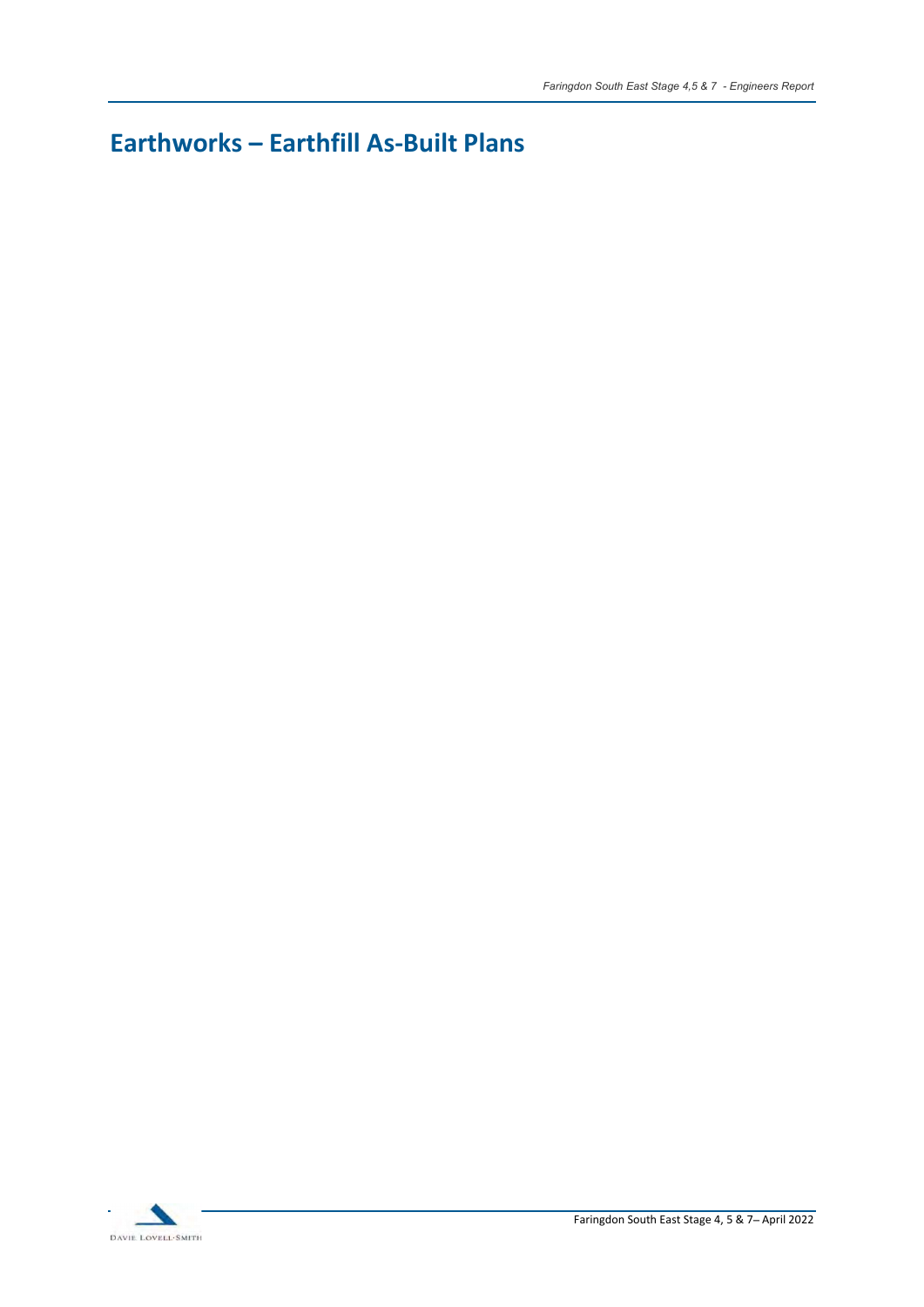# Earthworks – Earthfill As-Built Plans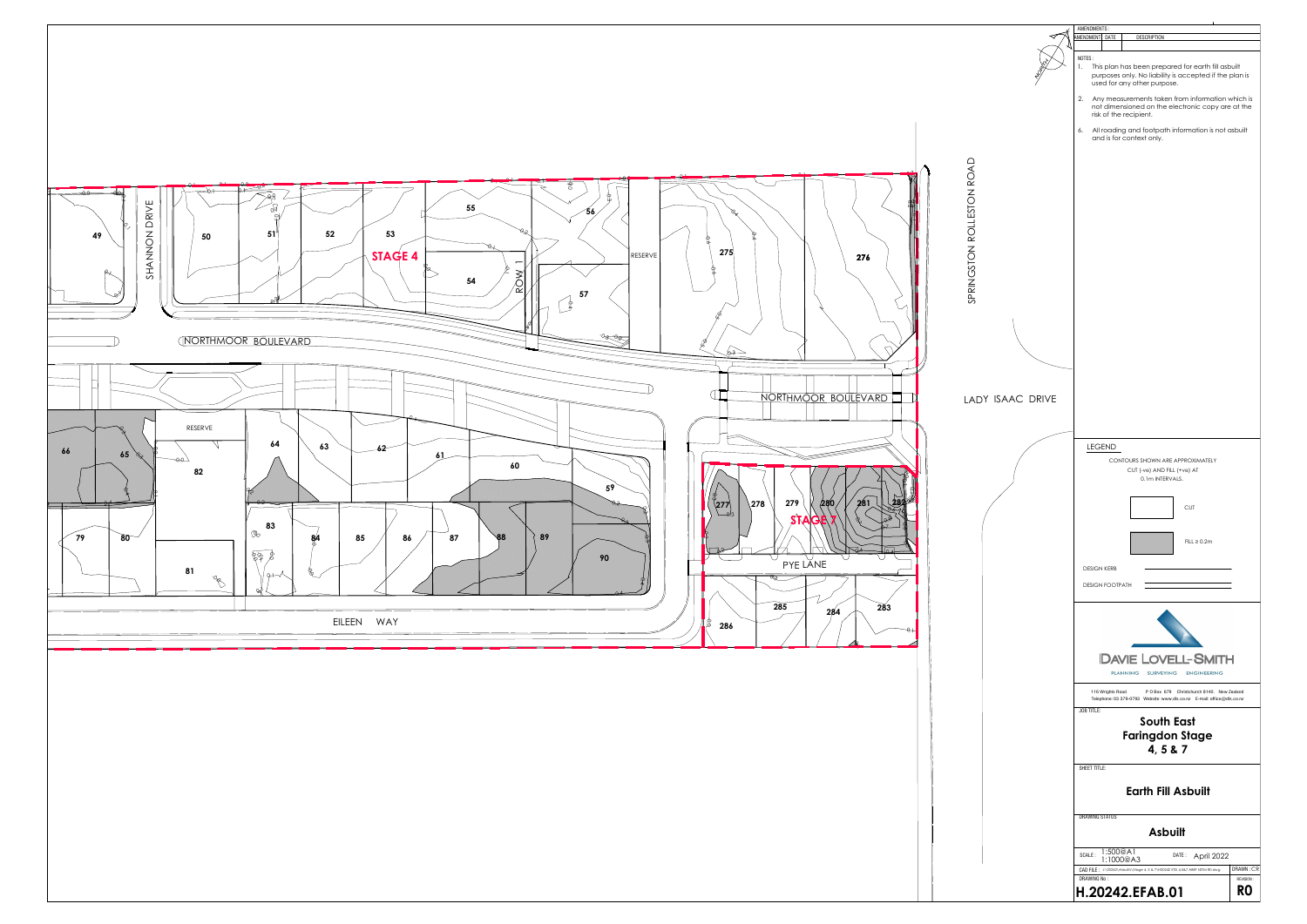AMENDMENTS :

| AMENDMENT | DATE | DESCRIPTION |
|---|---|---|
| | | |

NOTES :

1. This plan has been prepared for earth fill asbuilt purposes only. No liability is accepted if the plan is used for any other purpose.
2. Any measurements taken from information which is not dimensioned on the electronic copy are at the risk of the recipient.
6. All roading and footpath information is not asbuilt and is for context only.

STAGE 4

STAGE 7

SHANNON DRIVE

NORTHMOOR BOULEVARD

SPRINGSTON ROLLESTON ROAD

LADY ISAAC DRIVE

EILEEN WAY

PYE LANE

ROW 1

RESERVE

LEGEND

CONTOURS SHOWN ARE APPROXIMATELY CUT (-ve) AND FILL (+ve) AT 0.1m INTERVALS.

CUT

FILL ≥ 0.2m

DESIGN KERB

DESIGN FOOTPATH

DAVIE LOVELL-SMITH

PLANNING SURVEYING ENGINEERING

116 Wrights Road P O Box 679 Christchurch 8140. New Zealand
Telephone: 03 379-0793 Website: www.dls.co.nz E-mail: office@dls.co.nz

JOB TITLE:

**South East Faringdon Stage 4, 5 & 7**

SHEET TITLE:

**Earth Fill Asbuilt**

DRAWING STATUS:

**Asbuilt**

SCALE : 1:500@A1 1:1000@A3

DATE : April 2022

DRAWN : CR

DRAWING No :

**H.20242.EFAB.01**

REVISION : **R0**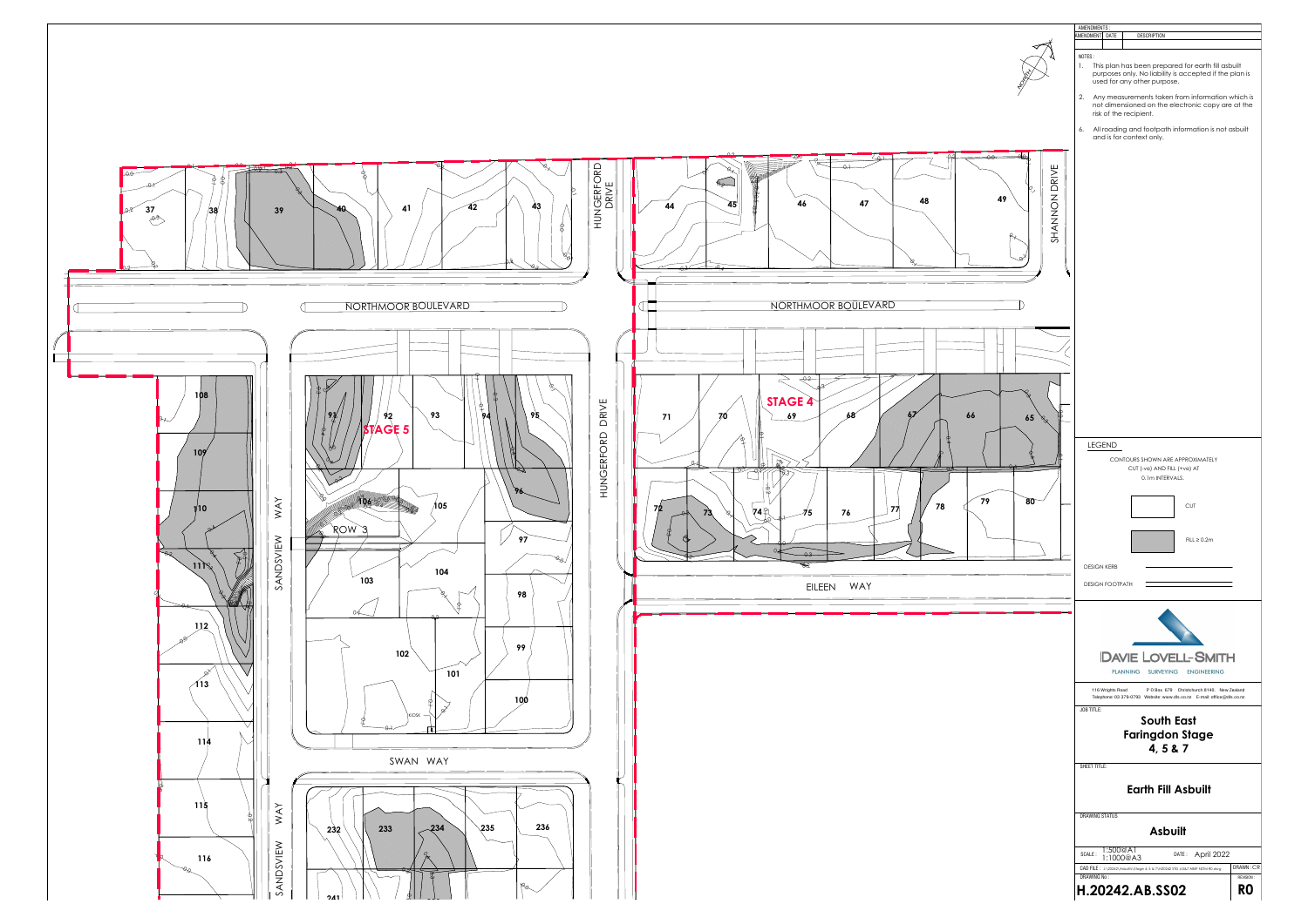AMENDMENTS :

| AMENDMENT | DATE | DESCRIPTION |
|---|---|---|
| | | |

NOTES :

1. This plan has been prepared for earth fill asbuilt purposes only. No liability is accepted if the plan is used for any other purpose.
2. Any measurements taken from information which is not dimensioned on the electronic copy are at the risk of the recipient.
6. All roading and footpath information is not asbuilt and is for context only.

NORTHMOOR BOULEVARD

HUNGERFORD DRIVE

SHANNON DRIVE

SANDSVIEW WAY

ROW 3

SWAN WAY

EILEEN WAY

STAGE 4

STAGE 5

37 38 39 40 41 42 43 44 45 46 47 48 49

108 109 110 111 112 113 114 115 116

92 93 94 95 96 97 98 99 100 101 102 103 104 105 106

71 70 69 68 67 66 65 72 73 74 75 76 77 78 79 80

232 233 234 235 236 241

KIOSK

LEGEND

CONTOURS SHOWN ARE APPROXIMATELY CUT (-ve) AND FILL (+ve) AT 0.1m INTERVALS.

CUT

FILL ≥ 0.2m

DESIGN KERB

DESIGN FOOTPATH

DAVIE LOVELL-SMITH

PLANNING SURVEYING ENGINEERING

116 Wrights Road P O Box 679 Christchurch 8140. New Zealand
Telephone: 03 379-0793 Website: www.dls.co.nz E-mail: office@dls.co.nz

JOB TITLE:

**South East Faringdon Stage 4, 5 & 7**

SHEET TITLE:

**Earth Fill Asbuilt**

DRAWING STATUS

**Asbuilt**

SCALE: 1:500@A1 1:1000@A3 DATE: April 2022

DRAWN: CR

DRAWING No.: **H.20242.AB.SS02**

REVISION: **R0**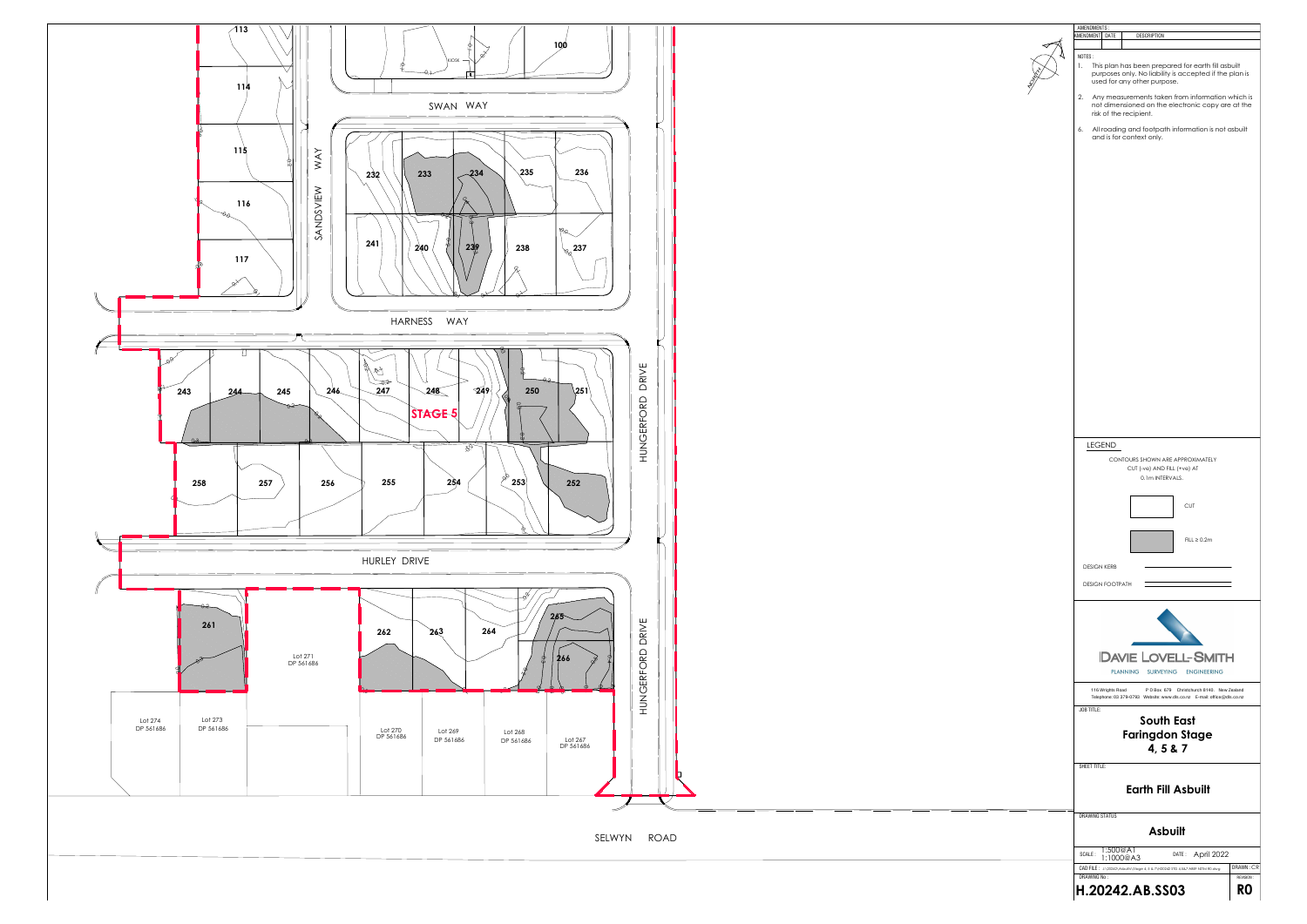AMENDMENTS :

| AMENDMENT | DATE | DESCRIPTION |
|---|---|---|
| | | |

NOTES :

1. This plan has been prepared for earth fill asbuilt purposes only. No liability is accepted if the plan is used for any other purpose.
2. Any measurements taken from information which is not dimensioned on the electronic copy are at the risk of the recipient.
6. All roading and footpath information is not asbuilt and is for context only.

LEGEND

CONTOURS SHOWN ARE APPROXIMATELY CUT (-ve) AND FILL (+ve) AT 0.1m INTERVALS.

CUT

FILL ≥ 0.2m

DESIGN KERB

DESIGN FOOTPATH

DAVIE LOVELL-SMITH

PLANNING SURVEYING ENGINEERING

116 Wrights Road P O Box 679 Christchurch 8140, New Zealand
Telephone: 03 379-0793 Website: www.dls.co.nz E-mail: office@dls.co.nz

JOB TITLE:

**South East Faringdon Stage 4, 5 & 7**

SHEET TITLE:

**Earth Fill Asbuilt**

DRAWING STATUS

**Asbuilt**

SCALE : 1:500@A1 1:1000@A3

DATE : April 2022

DRAWN : CR

DRAWING No :

**H.20242.AB.SS03**

REVISION : **R0**

STAGE 5

SWAN WAY

SANDSVIEW WAY

HARNESS WAY

HURLEY DRIVE

HUNGERFORD DRIVE

SELWYN ROAD

KIOSK

100, 113, 114, 115, 116, 117, 232, 233, 234, 235, 236, 237, 238, 239, 240, 241, 243, 244, 245, 246, 247, 248, 249, 250, 251, 252, 253, 254, 255, 256, 257, 258, 261, 262, 263, 264, 265, 266

Lot 271 DP 561686

Lot 274 DP 561686

Lot 273 DP 561686

Lot 270 DP 561686

Lot 269 DP 561686

Lot 268 DP 561686

Lot 267 DP 561686